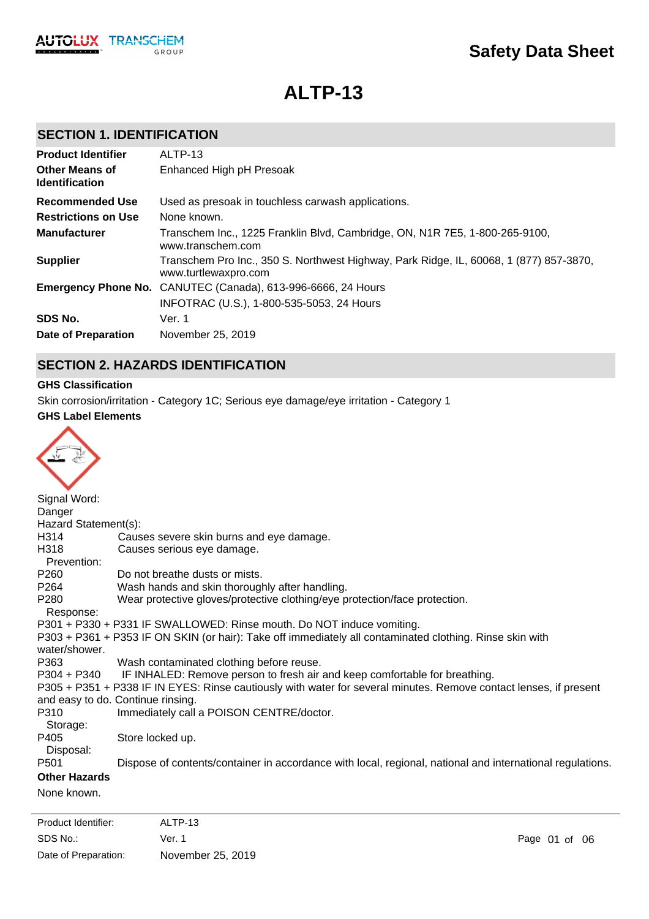# Safety Data Sheet

# ALTP-13

## SECTION 1. IDENTIFICATION

| | |
|---|---|
| **Product Identifier** | ALTP-13 |
| **Other Means of Identification** | Enhanced High pH Presoak |
| **Recommended Use** | Used as presoak in touchless carwash applications. |
| **Restrictions on Use** | None known. |
| **Manufacturer** | Transchem Inc., 1225 Franklin Blvd, Cambridge, ON, N1R 7E5, 1-800-265-9100, www.transchem.com |
| **Supplier** | Transchem Pro Inc., 350 S. Northwest Highway, Park Ridge, IL, 60068, 1 (877) 857-3870, www.turtlewaxpro.com |
| **Emergency Phone No.** | CANUTEC (Canada), 613-996-6666, 24 Hours<br>INFOTRAC (U.S.), 1-800-535-5053, 24 Hours |
| **SDS No.** | Ver. 1 |
| **Date of Preparation** | November 25, 2019 |

## SECTION 2. HAZARDS IDENTIFICATION

**GHS Classification**

Skin corrosion/irritation - Category 1C; Serious eye damage/eye irritation - Category 1

**GHS Label Elements**

Signal Word:
Danger

Hazard Statement(s):

H314 Causes severe skin burns and eye damage.
H318 Causes serious eye damage.

Prevention:

P260 Do not breathe dusts or mists.
P264 Wash hands and skin thoroughly after handling.
P280 Wear protective gloves/protective clothing/eye protection/face protection.

Response:

P301 + P330 + P331 IF SWALLOWED: Rinse mouth. Do NOT induce vomiting.
P303 + P361 + P353 IF ON SKIN (or hair): Take off immediately all contaminated clothing. Rinse skin with water/shower.
P363 Wash contaminated clothing before reuse.
P304 + P340 IF INHALED: Remove person to fresh air and keep comfortable for breathing.
P305 + P351 + P338 IF IN EYES: Rinse cautiously with water for several minutes. Remove contact lenses, if present and easy to do. Continue rinsing.
P310 Immediately call a POISON CENTRE/doctor.

Storage:

P405 Store locked up.

Disposal:

P501 Dispose of contents/container in accordance with local, regional, national and international regulations.

**Other Hazards**

None known.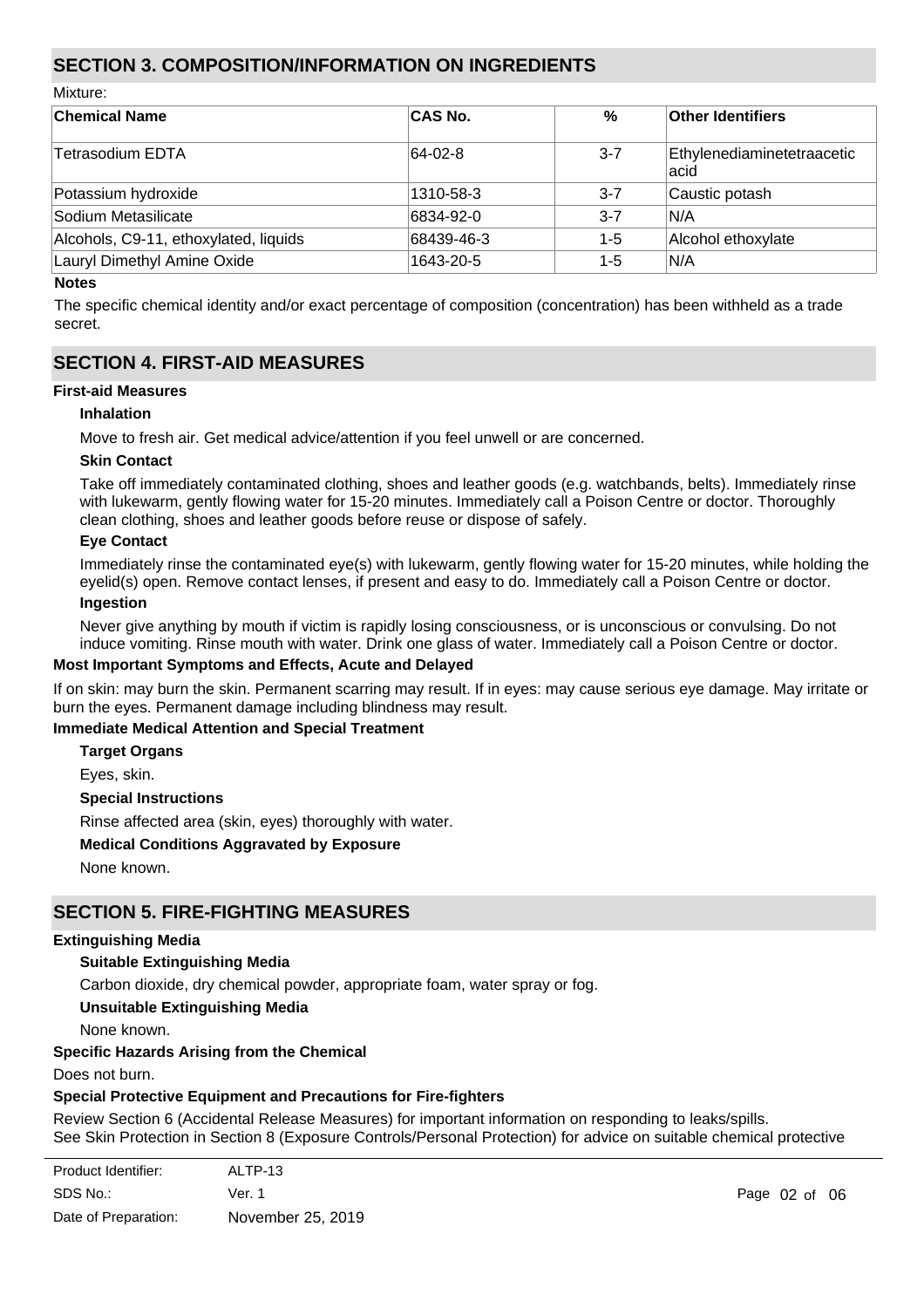## SECTION 3. COMPOSITION/INFORMATION ON INGREDIENTS

Mixture:

| Chemical Name | CAS No. | % | Other Identifiers |
|---|---|---|---|
| Tetrasodium EDTA | 64-02-8 | 3-7 | Ethylenediaminetetraacetic acid |
| Potassium hydroxide | 1310-58-3 | 3-7 | Caustic potash |
| Sodium Metasilicate | 6834-92-0 | 3-7 | N/A |
| Alcohols, C9-11, ethoxylated, liquids | 68439-46-3 | 1-5 | Alcohol ethoxylate |
| Lauryl Dimethyl Amine Oxide | 1643-20-5 | 1-5 | N/A |

**Notes**

The specific chemical identity and/or exact percentage of composition (concentration) has been withheld as a trade secret.

## SECTION 4. FIRST-AID MEASURES

**First-aid Measures**

**Inhalation**

Move to fresh air. Get medical advice/attention if you feel unwell or are concerned.

**Skin Contact**

Take off immediately contaminated clothing, shoes and leather goods (e.g. watchbands, belts). Immediately rinse with lukewarm, gently flowing water for 15-20 minutes. Immediately call a Poison Centre or doctor. Thoroughly clean clothing, shoes and leather goods before reuse or dispose of safely.

**Eye Contact**

Immediately rinse the contaminated eye(s) with lukewarm, gently flowing water for 15-20 minutes, while holding the eyelid(s) open. Remove contact lenses, if present and easy to do. Immediately call a Poison Centre or doctor.

**Ingestion**

Never give anything by mouth if victim is rapidly losing consciousness, or is unconscious or convulsing. Do not induce vomiting. Rinse mouth with water. Drink one glass of water. Immediately call a Poison Centre or doctor.

**Most Important Symptoms and Effects, Acute and Delayed**

If on skin: may burn the skin. Permanent scarring may result. If in eyes: may cause serious eye damage. May irritate or burn the eyes. Permanent damage including blindness may result.

**Immediate Medical Attention and Special Treatment**

**Target Organs**

Eyes, skin.

**Special Instructions**

Rinse affected area (skin, eyes) thoroughly with water.

**Medical Conditions Aggravated by Exposure**

None known.

## SECTION 5. FIRE-FIGHTING MEASURES

**Extinguishing Media**

**Suitable Extinguishing Media**

Carbon dioxide, dry chemical powder, appropriate foam, water spray or fog.

**Unsuitable Extinguishing Media**

None known.

**Specific Hazards Arising from the Chemical**

Does not burn.

**Special Protective Equipment and Precautions for Fire-fighters**

Review Section 6 (Accidental Release Measures) for important information on responding to leaks/spills.
See Skin Protection in Section 8 (Exposure Controls/Personal Protection) for advice on suitable chemical protective

| Product Identifier: | ALTP-13 |
|---|---|
| SDS No.: | Ver. 1 |
| Date of Preparation: | November 25, 2019 |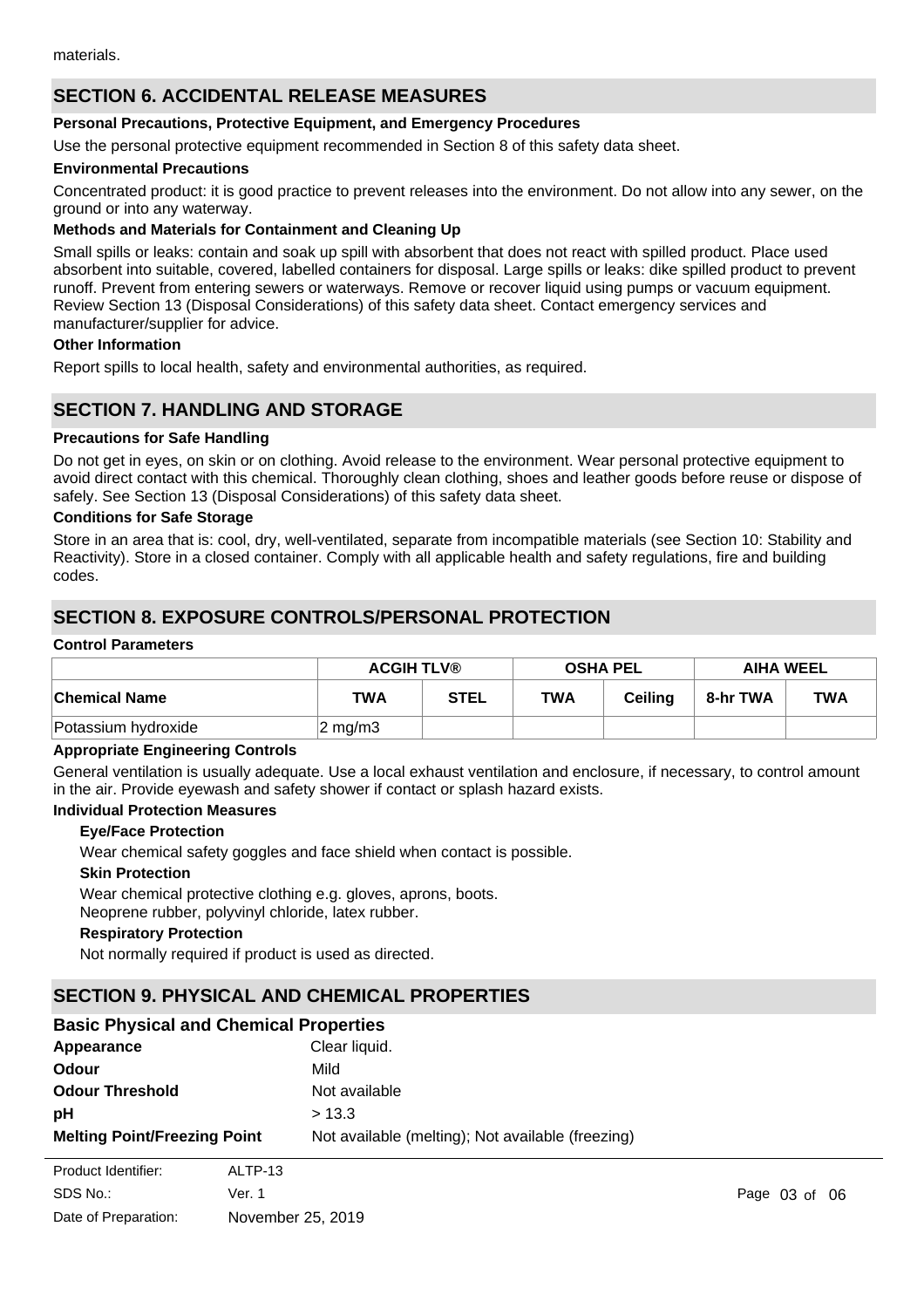materials.

## SECTION 6. ACCIDENTAL RELEASE MEASURES

**Personal Precautions, Protective Equipment, and Emergency Procedures**

Use the personal protective equipment recommended in Section 8 of this safety data sheet.

**Environmental Precautions**

Concentrated product: it is good practice to prevent releases into the environment. Do not allow into any sewer, on the ground or into any waterway.

**Methods and Materials for Containment and Cleaning Up**

Small spills or leaks: contain and soak up spill with absorbent that does not react with spilled product. Place used absorbent into suitable, covered, labelled containers for disposal. Large spills or leaks: dike spilled product to prevent runoff. Prevent from entering sewers or waterways. Remove or recover liquid using pumps or vacuum equipment. Review Section 13 (Disposal Considerations) of this safety data sheet. Contact emergency services and manufacturer/supplier for advice.

**Other Information**

Report spills to local health, safety and environmental authorities, as required.

## SECTION 7. HANDLING AND STORAGE

**Precautions for Safe Handling**

Do not get in eyes, on skin or on clothing. Avoid release to the environment. Wear personal protective equipment to avoid direct contact with this chemical. Thoroughly clean clothing, shoes and leather goods before reuse or dispose of safely. See Section 13 (Disposal Considerations) of this safety data sheet.

**Conditions for Safe Storage**

Store in an area that is: cool, dry, well-ventilated, separate from incompatible materials (see Section 10: Stability and Reactivity). Store in a closed container. Comply with all applicable health and safety regulations, fire and building codes.

## SECTION 8. EXPOSURE CONTROLS/PERSONAL PROTECTION

**Control Parameters**

| | ACGIH TLV® | | OSHA PEL | | AIHA WEEL | |
|---|---|---|---|---|---|---|
| **Chemical Name** | **TWA** | **STEL** | **TWA** | **Ceiling** | **8-hr TWA** | **TWA** |
| Potassium hydroxide | 2 mg/m3 | | | | | |

**Appropriate Engineering Controls**

General ventilation is usually adequate. Use a local exhaust ventilation and enclosure, if necessary, to control amount in the air. Provide eyewash and safety shower if contact or splash hazard exists.

**Individual Protection Measures**

**Eye/Face Protection**

Wear chemical safety goggles and face shield when contact is possible.

**Skin Protection**

Wear chemical protective clothing e.g. gloves, aprons, boots.
Neoprene rubber, polyvinyl chloride, latex rubber.

**Respiratory Protection**

Not normally required if product is used as directed.

## SECTION 9. PHYSICAL AND CHEMICAL PROPERTIES

### Basic Physical and Chemical Properties

| | |
|---|---|
| **Appearance** | Clear liquid. |
| **Odour** | Mild |
| **Odour Threshold** | Not available |
| **pH** | > 13.3 |
| **Melting Point/Freezing Point** | Not available (melting); Not available (freezing) |

Product Identifier: ALTP-13
SDS No.: Ver. 1
Date of Preparation: November 25, 2019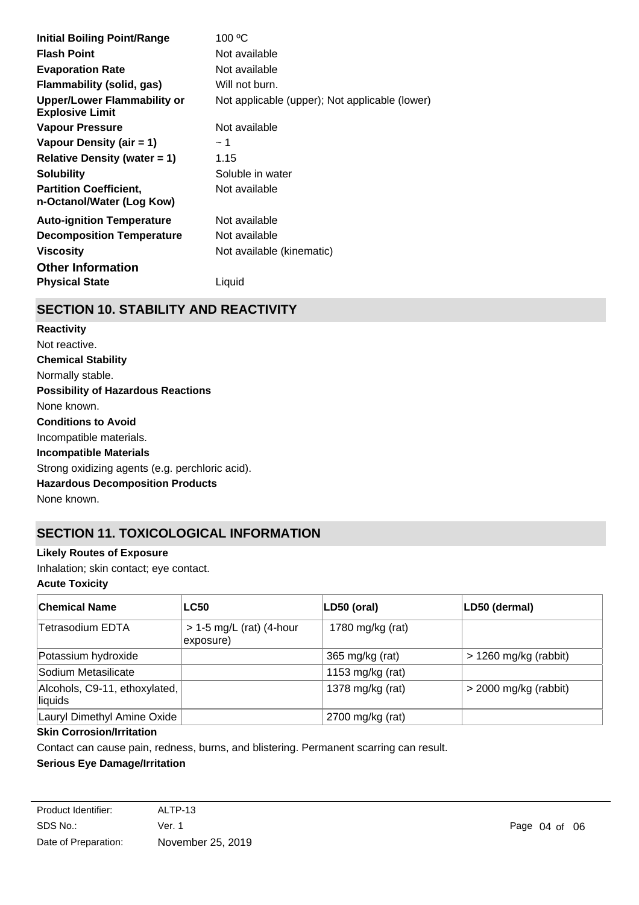| | |
|---|---|
| **Initial Boiling Point/Range** | 100 ºC |
| **Flash Point** | Not available |
| **Evaporation Rate** | Not available |
| **Flammability (solid, gas)** | Will not burn. |
| **Upper/Lower Flammability or Explosive Limit** | Not applicable (upper); Not applicable (lower) |
| **Vapour Pressure** | Not available |
| **Vapour Density (air = 1)** | ~ 1 |
| **Relative Density (water = 1)** | 1.15 |
| **Solubility** | Soluble in water |
| **Partition Coefficient, n-Octanol/Water (Log Kow)** | Not available |
| **Auto-ignition Temperature** | Not available |
| **Decomposition Temperature** | Not available |
| **Viscosity** | Not available (kinematic) |

**Other Information**

**Physical State** Liquid

## SECTION 10. STABILITY AND REACTIVITY

**Reactivity**

Not reactive.

**Chemical Stability**

Normally stable.

**Possibility of Hazardous Reactions**

None known.

**Conditions to Avoid**

Incompatible materials.

**Incompatible Materials**

Strong oxidizing agents (e.g. perchloric acid).

**Hazardous Decomposition Products**

None known.

## SECTION 11. TOXICOLOGICAL INFORMATION

**Likely Routes of Exposure**

Inhalation; skin contact; eye contact.

**Acute Toxicity**

| Chemical Name | LC50 | LD50 (oral) | LD50 (dermal) |
|---|---|---|---|
| Tetrasodium EDTA | > 1-5 mg/L (rat) (4-hour exposure) | 1780 mg/kg (rat) | |
| Potassium hydroxide | | 365 mg/kg (rat) | > 1260 mg/kg (rabbit) |
| Sodium Metasilicate | | 1153 mg/kg (rat) | |
| Alcohols, C9-11, ethoxylated, liquids | | 1378 mg/kg (rat) | > 2000 mg/kg (rabbit) |
| Lauryl Dimethyl Amine Oxide | | 2700 mg/kg (rat) | |

**Skin Corrosion/Irritation**

Contact can cause pain, redness, burns, and blistering. Permanent scarring can result.

**Serious Eye Damage/Irritation**

| | |
|---|---|
| Product Identifier: | ALTP-13 |
| SDS No.: | Ver. 1 |
| Date of Preparation: | November 25, 2019 |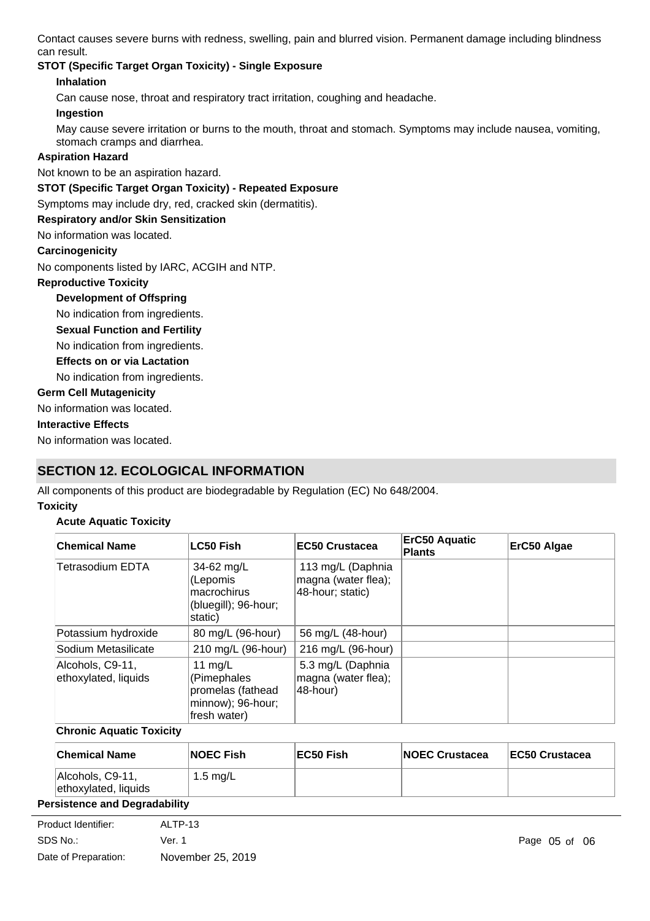Contact causes severe burns with redness, swelling, pain and blurred vision. Permanent damage including blindness can result.

**STOT (Specific Target Organ Toxicity) - Single Exposure**

**Inhalation**

Can cause nose, throat and respiratory tract irritation, coughing and headache.

**Ingestion**

May cause severe irritation or burns to the mouth, throat and stomach. Symptoms may include nausea, vomiting, stomach cramps and diarrhea.

**Aspiration Hazard**

Not known to be an aspiration hazard.

**STOT (Specific Target Organ Toxicity) - Repeated Exposure**

Symptoms may include dry, red, cracked skin (dermatitis).

**Respiratory and/or Skin Sensitization**

No information was located.

**Carcinogenicity**

No components listed by IARC, ACGIH and NTP.

**Reproductive Toxicity**

**Development of Offspring**

No indication from ingredients.

**Sexual Function and Fertility**

No indication from ingredients.

**Effects on or via Lactation**

No indication from ingredients.

**Germ Cell Mutagenicity**

No information was located.

**Interactive Effects**

No information was located.

## SECTION 12. ECOLOGICAL INFORMATION

All components of this product are biodegradable by Regulation (EC) No 648/2004.

**Toxicity**

**Acute Aquatic Toxicity**

| Chemical Name | LC50 Fish | EC50 Crustacea | ErC50 Aquatic Plants | ErC50 Algae |
|---|---|---|---|---|
| Tetrasodium EDTA | 34-62 mg/L (Lepomis macrochirus (bluegill); 96-hour; static) | 113 mg/L (Daphnia magna (water flea); 48-hour; static) | | |
| Potassium hydroxide | 80 mg/L (96-hour) | 56 mg/L (48-hour) | | |
| Sodium Metasilicate | 210 mg/L (96-hour) | 216 mg/L (96-hour) | | |
| Alcohols, C9-11, ethoxylated, liquids | 11 mg/L (Pimephales promelas (fathead minnow); 96-hour; fresh water) | 5.3 mg/L (Daphnia magna (water flea); 48-hour) | | |

**Chronic Aquatic Toxicity**

| Chemical Name | NOEC Fish | EC50 Fish | NOEC Crustacea | EC50 Crustacea |
|---|---|---|---|---|
| Alcohols, C9-11, ethoxylated, liquids | 1.5 mg/L | | | |

**Persistence and Degradability**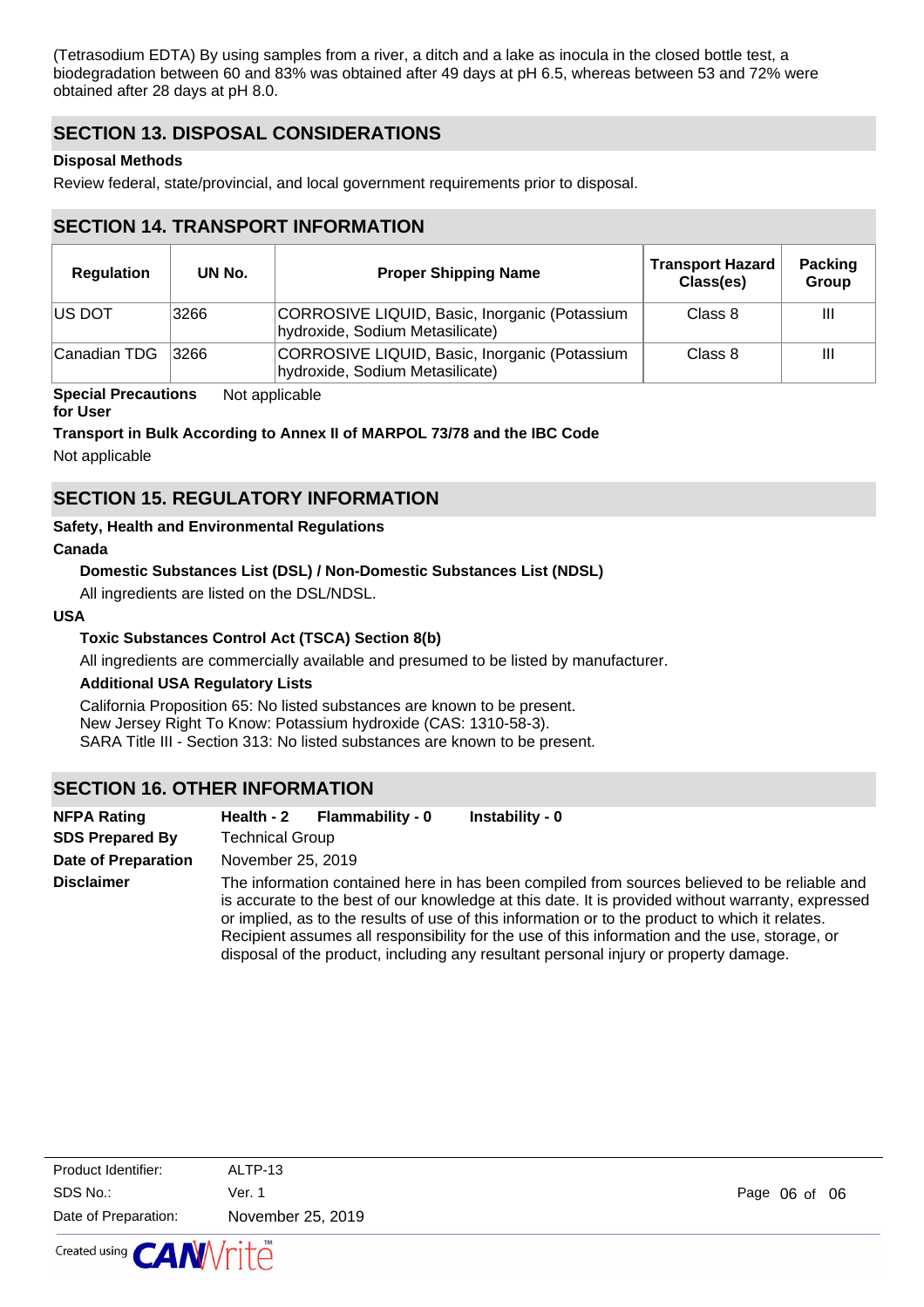(Tetrasodium EDTA) By using samples from a river, a ditch and a lake as inocula in the closed bottle test, a biodegradation between 60 and 83% was obtained after 49 days at pH 6.5, whereas between 53 and 72% were obtained after 28 days at pH 8.0.

## SECTION 13. DISPOSAL CONSIDERATIONS

**Disposal Methods**

Review federal, state/provincial, and local government requirements prior to disposal.

## SECTION 14. TRANSPORT INFORMATION

| Regulation | UN No. | Proper Shipping Name | Transport Hazard Class(es) | Packing Group |
|---|---|---|---|---|
| US DOT | 3266 | CORROSIVE LIQUID, Basic, Inorganic (Potassium hydroxide, Sodium Metasilicate) | Class 8 | III |
| Canadian TDG | 3266 | CORROSIVE LIQUID, Basic, Inorganic (Potassium hydroxide, Sodium Metasilicate) | Class 8 | III |

**Special Precautions for User** Not applicable

**Transport in Bulk According to Annex II of MARPOL 73/78 and the IBC Code**

Not applicable

## SECTION 15. REGULATORY INFORMATION

**Safety, Health and Environmental Regulations**

**Canada**

**Domestic Substances List (DSL) / Non-Domestic Substances List (NDSL)**

All ingredients are listed on the DSL/NDSL.

**USA**

**Toxic Substances Control Act (TSCA) Section 8(b)**

All ingredients are commercially available and presumed to be listed by manufacturer.

**Additional USA Regulatory Lists**

California Proposition 65: No listed substances are known to be present.
New Jersey Right To Know: Potassium hydroxide (CAS: 1310-58-3).
SARA Title III - Section 313: No listed substances are known to be present.

## SECTION 16. OTHER INFORMATION

**NFPA Rating** **Health - 2** **Flammability - 0** **Instability - 0**

**SDS Prepared By** Technical Group

**Date of Preparation** November 25, 2019

**Disclaimer** The information contained here in has been compiled from sources believed to be reliable and is accurate to the best of our knowledge at this date. It is provided without warranty, expressed or implied, as to the results of use of this information or to the product to which it relates. Recipient assumes all responsibility for the use of this information and the use, storage, or disposal of the product, including any resultant personal injury or property damage.